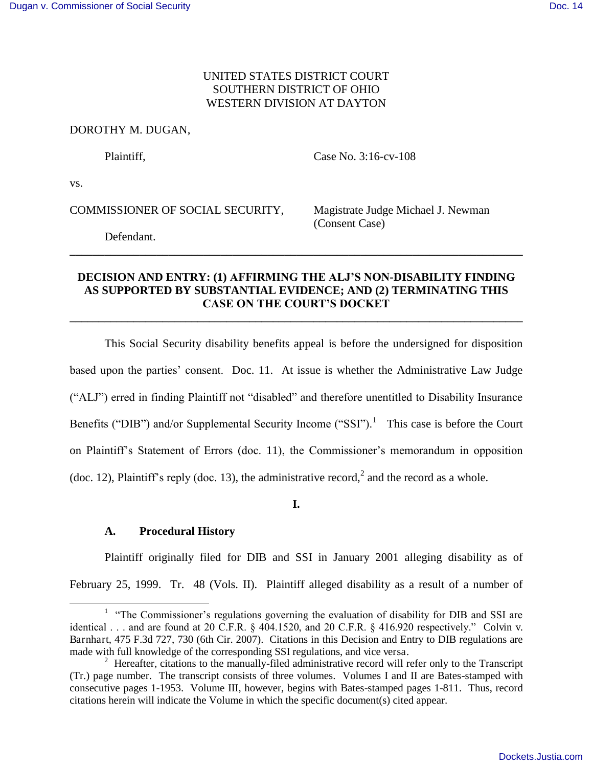UNITED STATES DISTRICT COURT
SOUTHERN DISTRICT OF OHIO
WESTERN DIVISION AT DAYTON

DOROTHY M. DUGAN,

Plaintiff, Case No. 3:16-cv-108

vs.

COMMISSIONER OF SOCIAL SECURITY, Magistrate Judge Michael J. Newman (Consent Case)

Defendant.

---

**DECISION AND ENTRY: (1) AFFIRMING THE ALJ'S NON-DISABILITY FINDING AS SUPPORTED BY SUBSTANTIAL EVIDENCE; AND (2) TERMINATING THIS CASE ON THE COURT'S DOCKET**

---

This Social Security disability benefits appeal is before the undersigned for disposition based upon the parties' consent. Doc. 11. At issue is whether the Administrative Law Judge ("ALJ") erred in finding Plaintiff not "disabled" and therefore unentitled to Disability Insurance Benefits ("DIB") and/or Supplemental Security Income ("SSI").[1] This case is before the Court on Plaintiff's Statement of Errors (doc. 11), the Commissioner's memorandum in opposition (doc. 12), Plaintiff's reply (doc. 13), the administrative record,[2] and the record as a whole.

**I.**

**A. Procedural History**

Plaintiff originally filed for DIB and SSI in January 2001 alleging disability as of February 25, 1999. Tr. 48 (Vols. II). Plaintiff alleged disability as a result of a number of

---

[1] "The Commissioner's regulations governing the evaluation of disability for DIB and SSI are identical . . . and are found at 20 C.F.R. § 404.1520, and 20 C.F.R. § 416.920 respectively." Colvin v. Barnhart, 475 F.3d 727, 730 (6th Cir. 2007). Citations in this Decision and Entry to DIB regulations are made with full knowledge of the corresponding SSI regulations, and vice versa.

[2] Hereafter, citations to the manually-filed administrative record will refer only to the Transcript (Tr.) page number. The transcript consists of three volumes. Volumes I and II are Bates-stamped with consecutive pages 1-1953. Volume III, however, begins with Bates-stamped pages 1-811. Thus, record citations herein will indicate the Volume in which the specific document(s) cited appear.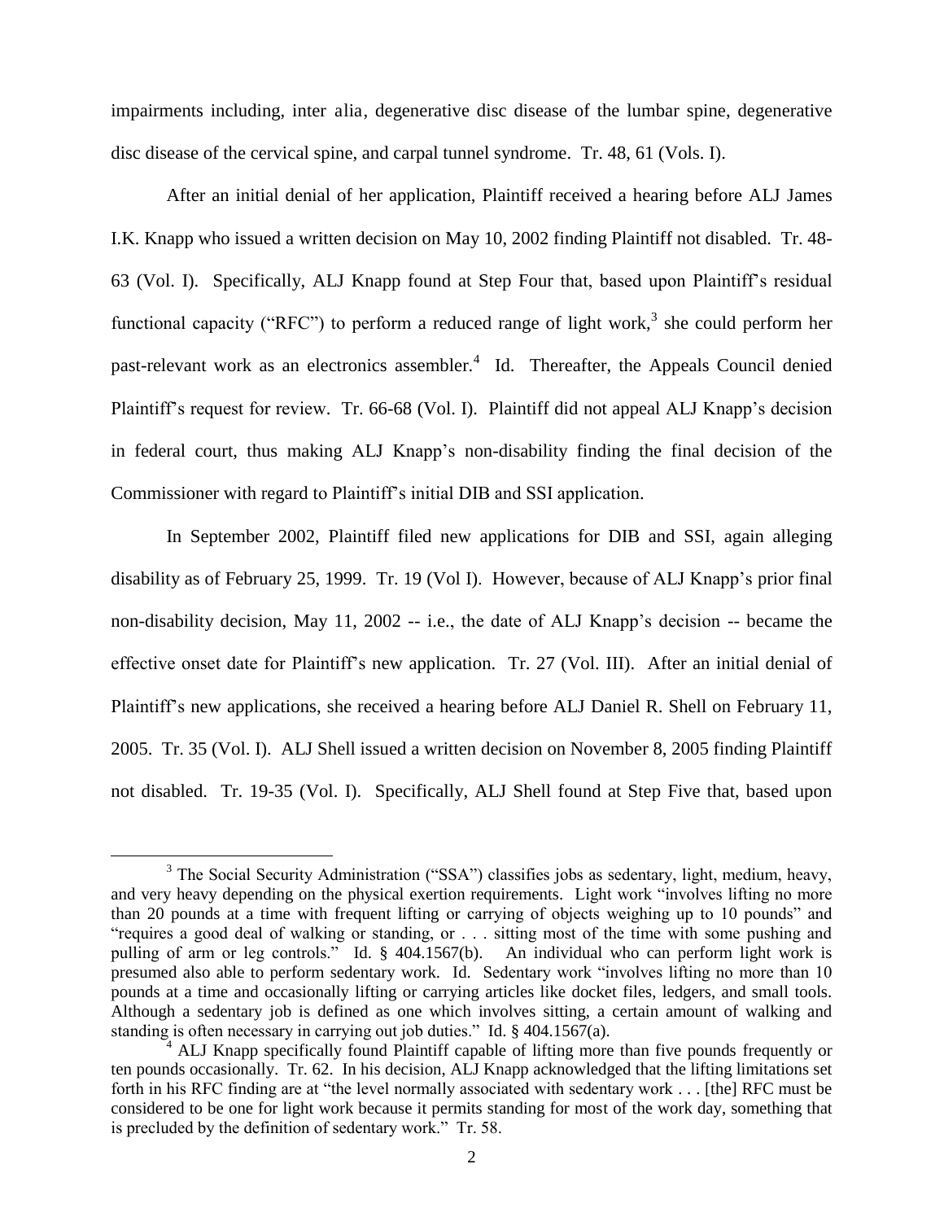impairments including, inter alia, degenerative disc disease of the lumbar spine, degenerative disc disease of the cervical spine, and carpal tunnel syndrome. Tr. 48, 61 (Vols. I).

After an initial denial of her application, Plaintiff received a hearing before ALJ James I.K. Knapp who issued a written decision on May 10, 2002 finding Plaintiff not disabled. Tr. 48-63 (Vol. I). Specifically, ALJ Knapp found at Step Four that, based upon Plaintiff's residual functional capacity ("RFC") to perform a reduced range of light work,[3] she could perform her past-relevant work as an electronics assembler.[4] Id. Thereafter, the Appeals Council denied Plaintiff's request for review. Tr. 66-68 (Vol. I). Plaintiff did not appeal ALJ Knapp's decision in federal court, thus making ALJ Knapp's non-disability finding the final decision of the Commissioner with regard to Plaintiff's initial DIB and SSI application.

In September 2002, Plaintiff filed new applications for DIB and SSI, again alleging disability as of February 25, 1999. Tr. 19 (Vol I). However, because of ALJ Knapp's prior final non-disability decision, May 11, 2002 -- i.e., the date of ALJ Knapp's decision -- became the effective onset date for Plaintiff's new application. Tr. 27 (Vol. III). After an initial denial of Plaintiff's new applications, she received a hearing before ALJ Daniel R. Shell on February 11, 2005. Tr. 35 (Vol. I). ALJ Shell issued a written decision on November 8, 2005 finding Plaintiff not disabled. Tr. 19-35 (Vol. I). Specifically, ALJ Shell found at Step Five that, based upon

---

[3] The Social Security Administration ("SSA") classifies jobs as sedentary, light, medium, heavy, and very heavy depending on the physical exertion requirements. Light work "involves lifting no more than 20 pounds at a time with frequent lifting or carrying of objects weighing up to 10 pounds" and "requires a good deal of walking or standing, or . . . sitting most of the time with some pushing and pulling of arm or leg controls." Id. § 404.1567(b). An individual who can perform light work is presumed also able to perform sedentary work. Id. Sedentary work "involves lifting no more than 10 pounds at a time and occasionally lifting or carrying articles like docket files, ledgers, and small tools. Although a sedentary job is defined as one which involves sitting, a certain amount of walking and standing is often necessary in carrying out job duties." Id. § 404.1567(a).

[4] ALJ Knapp specifically found Plaintiff capable of lifting more than five pounds frequently or ten pounds occasionally. Tr. 62. In his decision, ALJ Knapp acknowledged that the lifting limitations set forth in his RFC finding are at "the level normally associated with sedentary work . . . [the] RFC must be considered to be one for light work because it permits standing for most of the work day, something that is precluded by the definition of sedentary work." Tr. 58.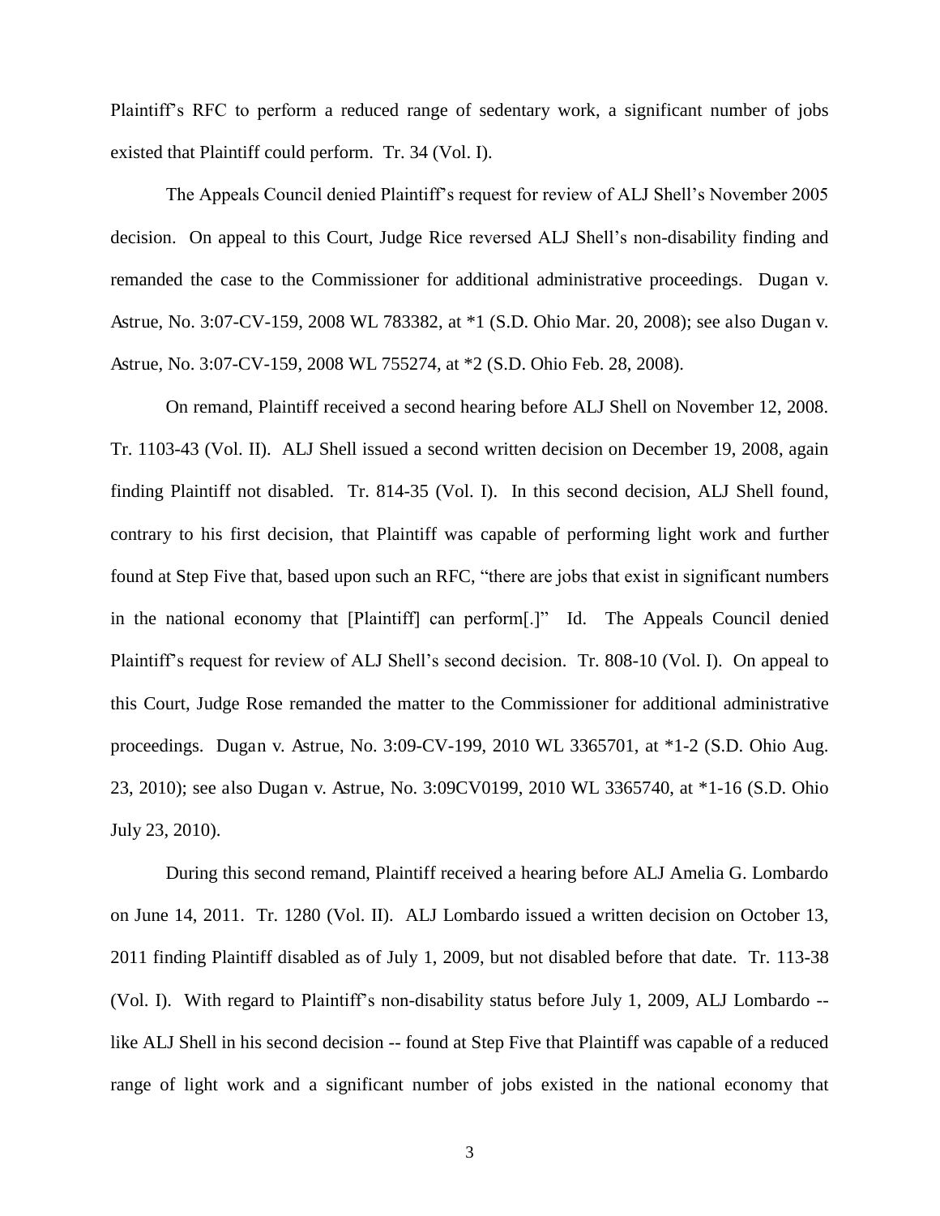Plaintiff's RFC to perform a reduced range of sedentary work, a significant number of jobs existed that Plaintiff could perform. Tr. 34 (Vol. I).

The Appeals Council denied Plaintiff's request for review of ALJ Shell's November 2005 decision. On appeal to this Court, Judge Rice reversed ALJ Shell's non-disability finding and remanded the case to the Commissioner for additional administrative proceedings. Dugan v. Astrue, No. 3:07-CV-159, 2008 WL 783382, at *1 (S.D. Ohio Mar. 20, 2008); see also Dugan v. Astrue, No. 3:07-CV-159, 2008 WL 755274, at *2 (S.D. Ohio Feb. 28, 2008).

On remand, Plaintiff received a second hearing before ALJ Shell on November 12, 2008. Tr. 1103-43 (Vol. II). ALJ Shell issued a second written decision on December 19, 2008, again finding Plaintiff not disabled. Tr. 814-35 (Vol. I). In this second decision, ALJ Shell found, contrary to his first decision, that Plaintiff was capable of performing light work and further found at Step Five that, based upon such an RFC, "there are jobs that exist in significant numbers in the national economy that [Plaintiff] can perform[.]" Id. The Appeals Council denied Plaintiff's request for review of ALJ Shell's second decision. Tr. 808-10 (Vol. I). On appeal to this Court, Judge Rose remanded the matter to the Commissioner for additional administrative proceedings. Dugan v. Astrue, No. 3:09-CV-199, 2010 WL 3365701, at *1-2 (S.D. Ohio Aug. 23, 2010); see also Dugan v. Astrue, No. 3:09CV0199, 2010 WL 3365740, at *1-16 (S.D. Ohio July 23, 2010).

During this second remand, Plaintiff received a hearing before ALJ Amelia G. Lombardo on June 14, 2011. Tr. 1280 (Vol. II). ALJ Lombardo issued a written decision on October 13, 2011 finding Plaintiff disabled as of July 1, 2009, but not disabled before that date. Tr. 113-38 (Vol. I). With regard to Plaintiff's non-disability status before July 1, 2009, ALJ Lombardo -- like ALJ Shell in his second decision -- found at Step Five that Plaintiff was capable of a reduced range of light work and a significant number of jobs existed in the national economy that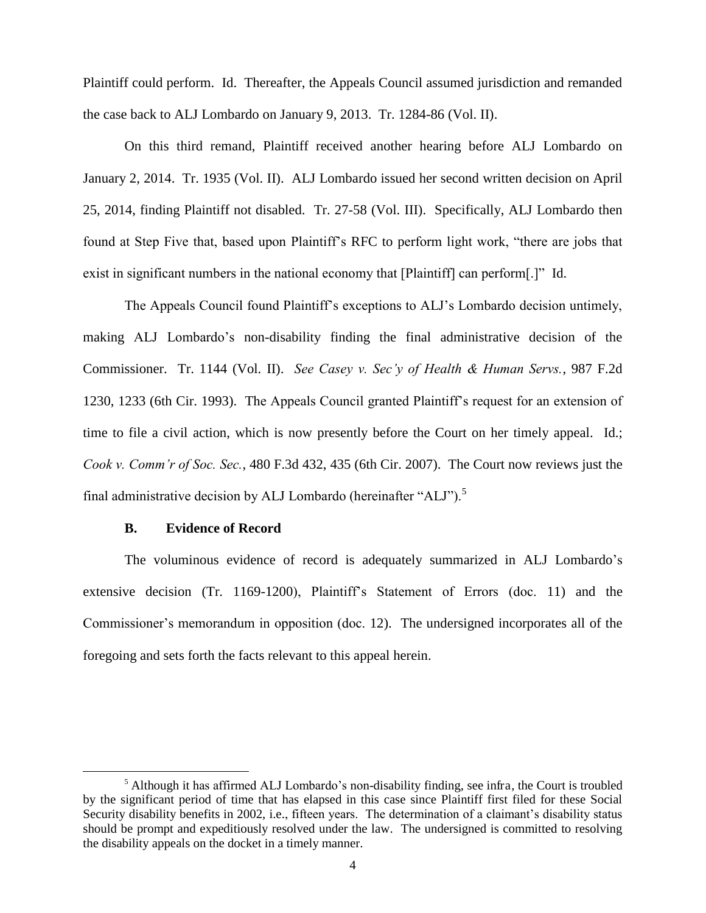Plaintiff could perform. Id. Thereafter, the Appeals Council assumed jurisdiction and remanded the case back to ALJ Lombardo on January 9, 2013. Tr. 1284-86 (Vol. II).

On this third remand, Plaintiff received another hearing before ALJ Lombardo on January 2, 2014. Tr. 1935 (Vol. II). ALJ Lombardo issued her second written decision on April 25, 2014, finding Plaintiff not disabled. Tr. 27-58 (Vol. III). Specifically, ALJ Lombardo then found at Step Five that, based upon Plaintiff's RFC to perform light work, "there are jobs that exist in significant numbers in the national economy that [Plaintiff] can perform[.]" Id.

The Appeals Council found Plaintiff's exceptions to ALJ's Lombardo decision untimely, making ALJ Lombardo's non-disability finding the final administrative decision of the Commissioner. Tr. 1144 (Vol. II). *See Casey v. Sec'y of Health & Human Servs.*, 987 F.2d 1230, 1233 (6th Cir. 1993). The Appeals Council granted Plaintiff's request for an extension of time to file a civil action, which is now presently before the Court on her timely appeal. Id.; *Cook v. Comm'r of Soc. Sec.*, 480 F.3d 432, 435 (6th Cir. 2007). The Court now reviews just the final administrative decision by ALJ Lombardo (hereinafter "ALJ").[5]

### B. Evidence of Record

The voluminous evidence of record is adequately summarized in ALJ Lombardo's extensive decision (Tr. 1169-1200), Plaintiff's Statement of Errors (doc. 11) and the Commissioner's memorandum in opposition (doc. 12). The undersigned incorporates all of the foregoing and sets forth the facts relevant to this appeal herein.

---

[5] Although it has affirmed ALJ Lombardo's non-disability finding, see infra, the Court is troubled by the significant period of time that has elapsed in this case since Plaintiff first filed for these Social Security disability benefits in 2002, i.e., fifteen years. The determination of a claimant's disability status should be prompt and expeditiously resolved under the law. The undersigned is committed to resolving the disability appeals on the docket in a timely manner.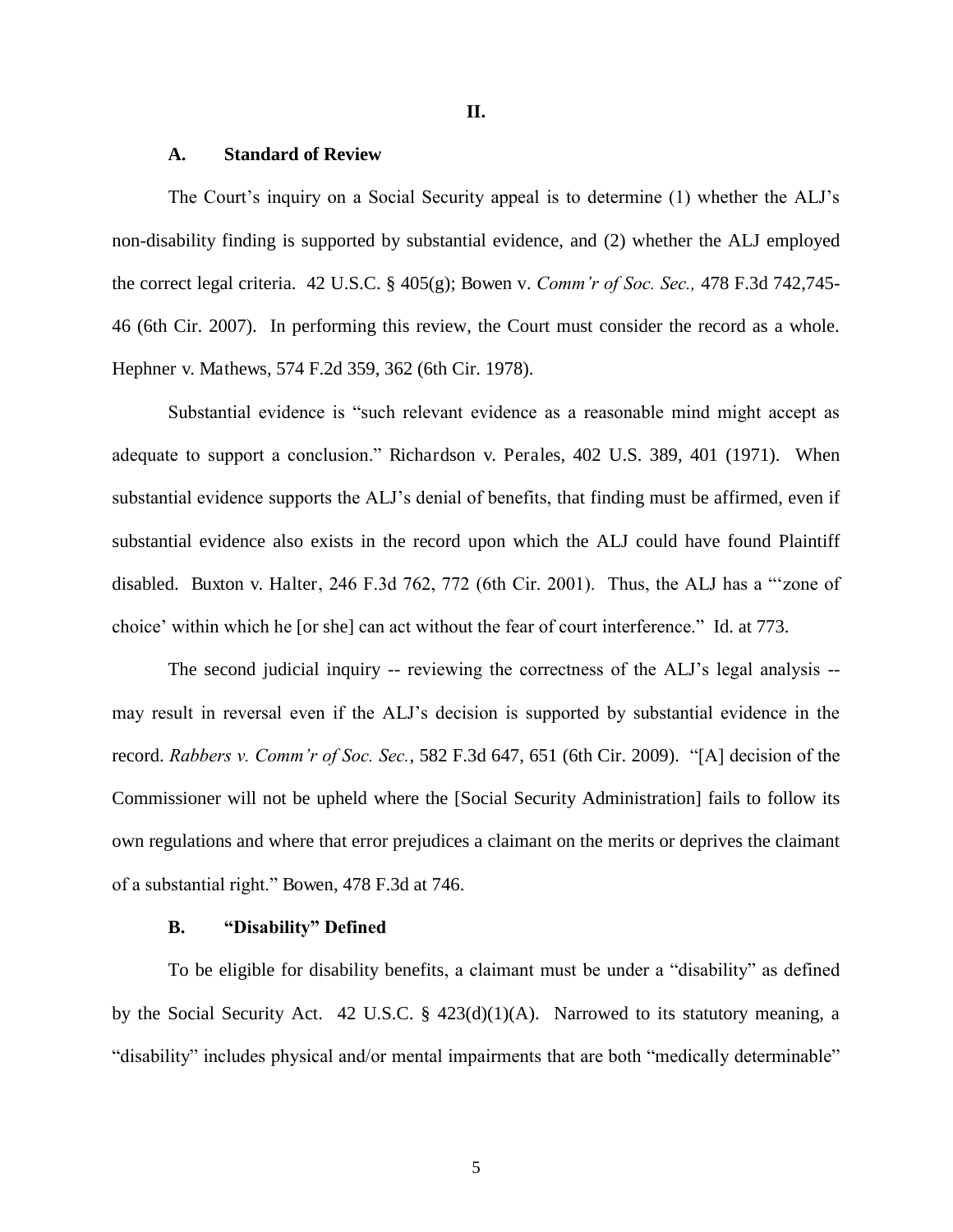## II.

### A. Standard of Review

The Court's inquiry on a Social Security appeal is to determine (1) whether the ALJ's non-disability finding is supported by substantial evidence, and (2) whether the ALJ employed the correct legal criteria. 42 U.S.C. § 405(g); Bowen v. *Comm'r of Soc. Sec.,* 478 F.3d 742,745-46 (6th Cir. 2007). In performing this review, the Court must consider the record as a whole. Hephner v. Mathews, 574 F.2d 359, 362 (6th Cir. 1978).

Substantial evidence is "such relevant evidence as a reasonable mind might accept as adequate to support a conclusion." Richardson v. Perales, 402 U.S. 389, 401 (1971). When substantial evidence supports the ALJ's denial of benefits, that finding must be affirmed, even if substantial evidence also exists in the record upon which the ALJ could have found Plaintiff disabled. Buxton v. Halter, 246 F.3d 762, 772 (6th Cir. 2001). Thus, the ALJ has a "'zone of choice' within which he [or she] can act without the fear of court interference." Id. at 773.

The second judicial inquiry -- reviewing the correctness of the ALJ's legal analysis -- may result in reversal even if the ALJ's decision is supported by substantial evidence in the record. *Rabbers v. Comm'r of Soc. Sec.*, 582 F.3d 647, 651 (6th Cir. 2009). "[A] decision of the Commissioner will not be upheld where the [Social Security Administration] fails to follow its own regulations and where that error prejudices a claimant on the merits or deprives the claimant of a substantial right." Bowen, 478 F.3d at 746.

### B. "Disability" Defined

To be eligible for disability benefits, a claimant must be under a "disability" as defined by the Social Security Act. 42 U.S.C. § 423(d)(1)(A). Narrowed to its statutory meaning, a "disability" includes physical and/or mental impairments that are both "medically determinable"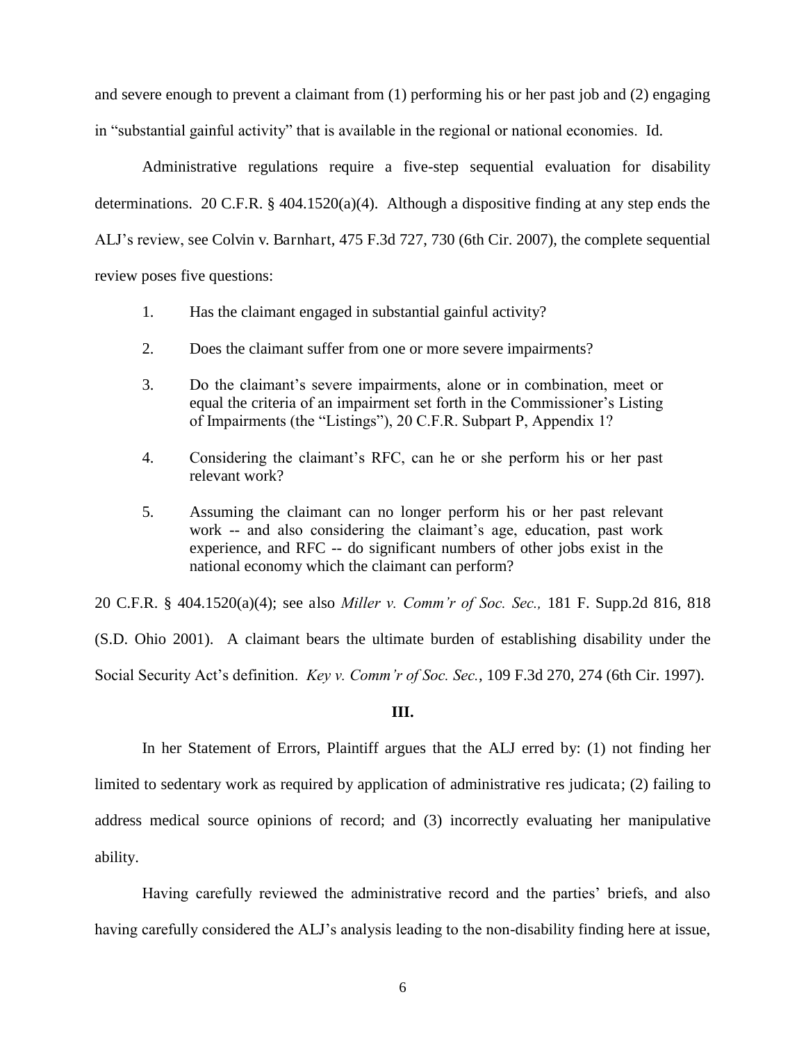and severe enough to prevent a claimant from (1) performing his or her past job and (2) engaging in "substantial gainful activity" that is available in the regional or national economies. Id.

Administrative regulations require a five-step sequential evaluation for disability determinations. 20 C.F.R. § 404.1520(a)(4). Although a dispositive finding at any step ends the ALJ's review, see Colvin v. Barnhart, 475 F.3d 727, 730 (6th Cir. 2007), the complete sequential review poses five questions:

1. Has the claimant engaged in substantial gainful activity?
2. Does the claimant suffer from one or more severe impairments?
3. Do the claimant's severe impairments, alone or in combination, meet or equal the criteria of an impairment set forth in the Commissioner's Listing of Impairments (the "Listings"), 20 C.F.R. Subpart P, Appendix 1?
4. Considering the claimant's RFC, can he or she perform his or her past relevant work?
5. Assuming the claimant can no longer perform his or her past relevant work -- and also considering the claimant's age, education, past work experience, and RFC -- do significant numbers of other jobs exist in the national economy which the claimant can perform?

20 C.F.R. § 404.1520(a)(4); see also *Miller v. Comm'r of Soc. Sec.,* 181 F. Supp.2d 816, 818 (S.D. Ohio 2001). A claimant bears the ultimate burden of establishing disability under the Social Security Act's definition. *Key v. Comm'r of Soc. Sec.*, 109 F.3d 270, 274 (6th Cir. 1997).

## III.

In her Statement of Errors, Plaintiff argues that the ALJ erred by: (1) not finding her limited to sedentary work as required by application of administrative res judicata; (2) failing to address medical source opinions of record; and (3) incorrectly evaluating her manipulative ability.

Having carefully reviewed the administrative record and the parties' briefs, and also having carefully considered the ALJ's analysis leading to the non-disability finding here at issue,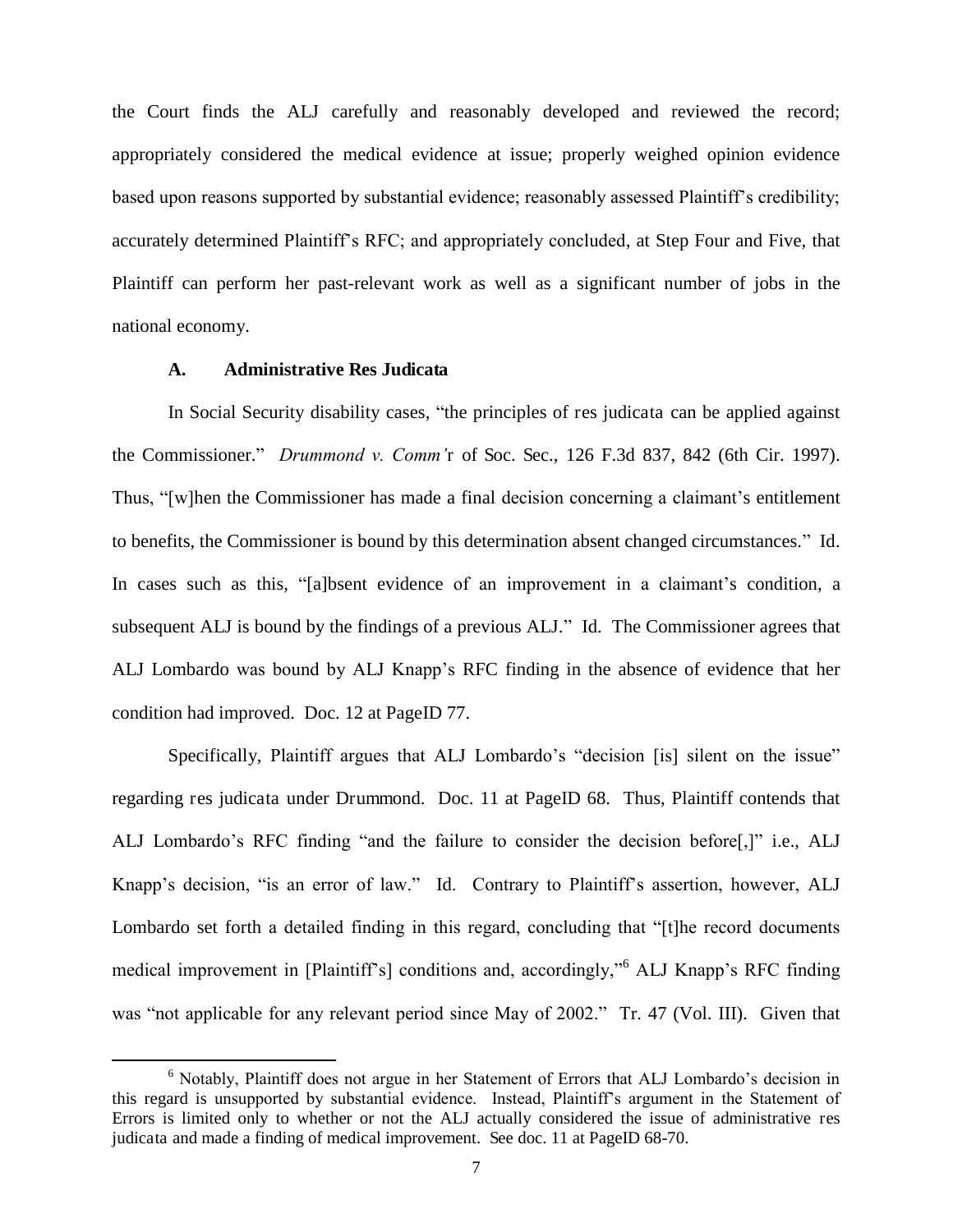the Court finds the ALJ carefully and reasonably developed and reviewed the record; appropriately considered the medical evidence at issue; properly weighed opinion evidence based upon reasons supported by substantial evidence; reasonably assessed Plaintiff's credibility; accurately determined Plaintiff's RFC; and appropriately concluded, at Step Four and Five, that Plaintiff can perform her past-relevant work as well as a significant number of jobs in the national economy.

### A. Administrative Res Judicata

In Social Security disability cases, "the principles of res judicata can be applied against the Commissioner." *Drummond v. Comm'r* of Soc. Sec., 126 F.3d 837, 842 (6th Cir. 1997). Thus, "[w]hen the Commissioner has made a final decision concerning a claimant's entitlement to benefits, the Commissioner is bound by this determination absent changed circumstances." Id. In cases such as this, "[a]bsent evidence of an improvement in a claimant's condition, a subsequent ALJ is bound by the findings of a previous ALJ." Id. The Commissioner agrees that ALJ Lombardo was bound by ALJ Knapp's RFC finding in the absence of evidence that her condition had improved. Doc. 12 at PageID 77.

Specifically, Plaintiff argues that ALJ Lombardo's "decision [is] silent on the issue" regarding res judicata under Drummond. Doc. 11 at PageID 68. Thus, Plaintiff contends that ALJ Lombardo's RFC finding "and the failure to consider the decision before[,]" i.e., ALJ Knapp's decision, "is an error of law." Id. Contrary to Plaintiff's assertion, however, ALJ Lombardo set forth a detailed finding in this regard, concluding that "[t]he record documents medical improvement in [Plaintiff's] conditions and, accordingly,"[6] ALJ Knapp's RFC finding was "not applicable for any relevant period since May of 2002." Tr. 47 (Vol. III). Given that

[6] Notably, Plaintiff does not argue in her Statement of Errors that ALJ Lombardo's decision in this regard is unsupported by substantial evidence. Instead, Plaintiff's argument in the Statement of Errors is limited only to whether or not the ALJ actually considered the issue of administrative res judicata and made a finding of medical improvement. See doc. 11 at PageID 68-70.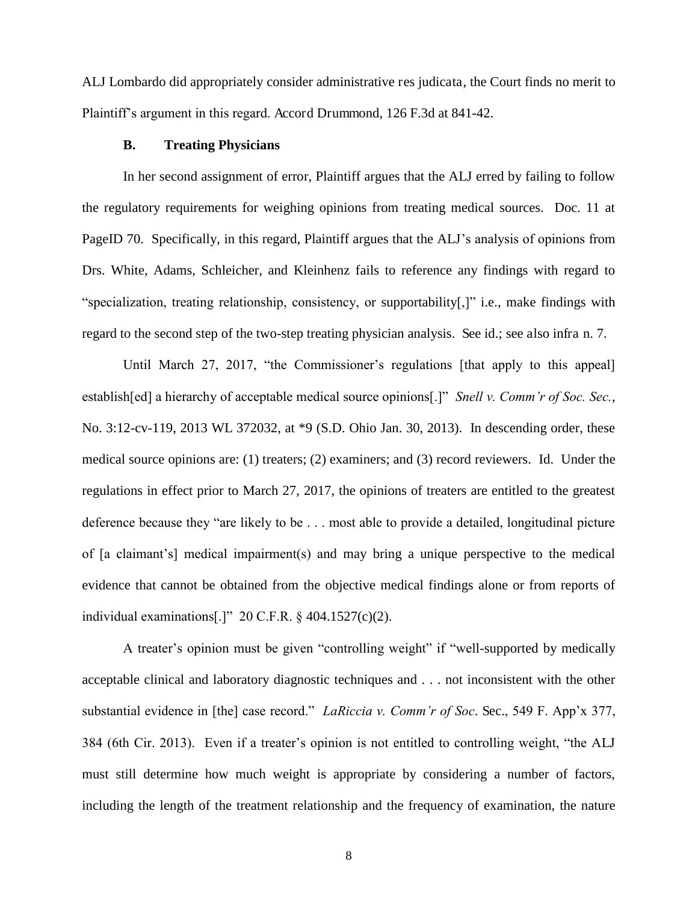ALJ Lombardo did appropriately consider administrative res judicata, the Court finds no merit to Plaintiff's argument in this regard. Accord Drummond, 126 F.3d at 841-42.

### B. Treating Physicians

In her second assignment of error, Plaintiff argues that the ALJ erred by failing to follow the regulatory requirements for weighing opinions from treating medical sources. Doc. 11 at PageID 70. Specifically, in this regard, Plaintiff argues that the ALJ's analysis of opinions from Drs. White, Adams, Schleicher, and Kleinhenz fails to reference any findings with regard to "specialization, treating relationship, consistency, or supportability[,]" i.e., make findings with regard to the second step of the two-step treating physician analysis. See id.; see also infra n. 7.

Until March 27, 2017, "the Commissioner's regulations [that apply to this appeal] establish[ed] a hierarchy of acceptable medical source opinions[.]" *Snell v. Comm'r of Soc. Sec.*, No. 3:12-cv-119, 2013 WL 372032, at *9 (S.D. Ohio Jan. 30, 2013). In descending order, these medical source opinions are: (1) treaters; (2) examiners; and (3) record reviewers. Id. Under the regulations in effect prior to March 27, 2017, the opinions of treaters are entitled to the greatest deference because they "are likely to be . . . most able to provide a detailed, longitudinal picture of [a claimant's] medical impairment(s) and may bring a unique perspective to the medical evidence that cannot be obtained from the objective medical findings alone or from reports of individual examinations[.]" 20 C.F.R. § 404.1527(c)(2).

A treater's opinion must be given "controlling weight" if "well-supported by medically acceptable clinical and laboratory diagnostic techniques and . . . not inconsistent with the other substantial evidence in [the] case record." *LaRiccia v. Comm'r of Soc*. Sec., 549 F. App'x 377, 384 (6th Cir. 2013). Even if a treater's opinion is not entitled to controlling weight, "the ALJ must still determine how much weight is appropriate by considering a number of factors, including the length of the treatment relationship and the frequency of examination, the nature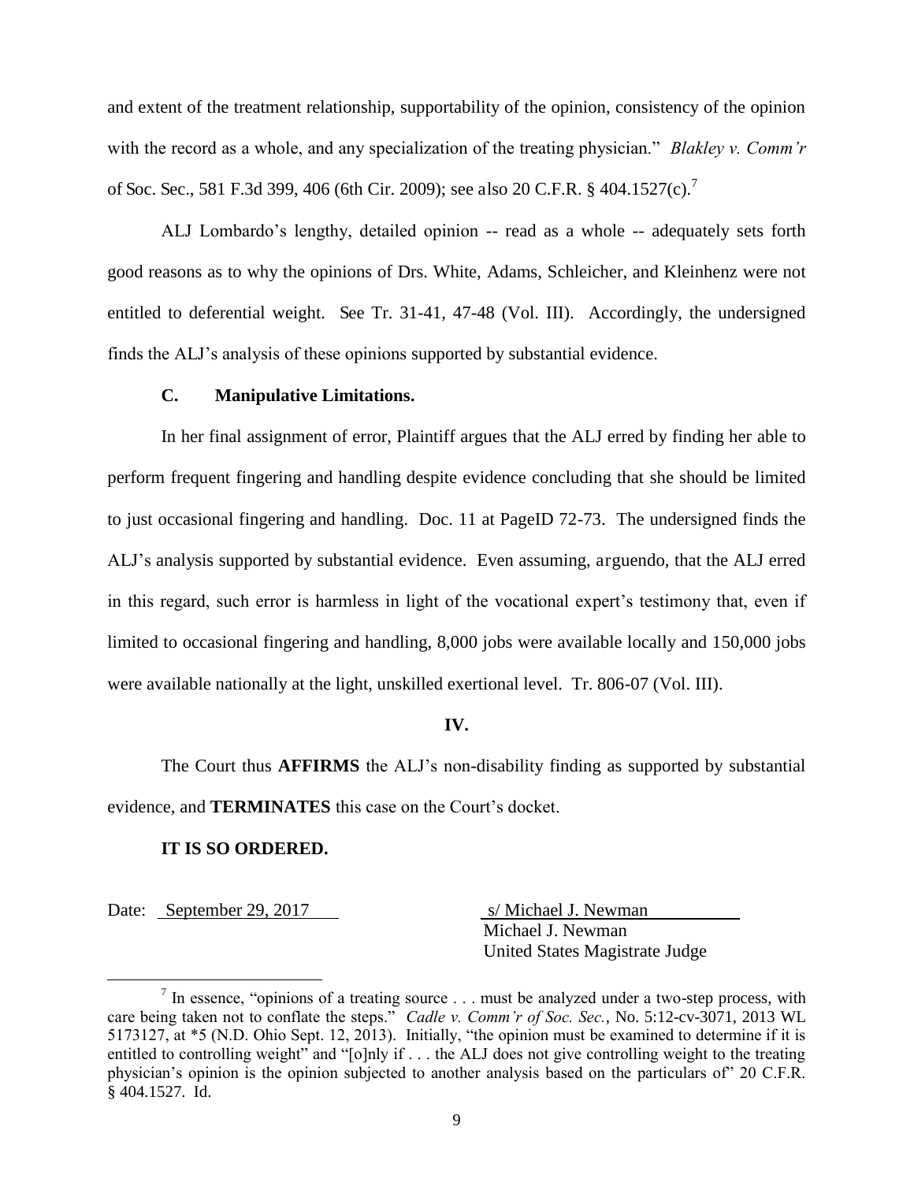and extent of the treatment relationship, supportability of the opinion, consistency of the opinion with the record as a whole, and any specialization of the treating physician." *Blakley v. Comm'r* of Soc. Sec., 581 F.3d 399, 406 (6th Cir. 2009); see also 20 C.F.R. § 404.1527(c).[7]

ALJ Lombardo's lengthy, detailed opinion -- read as a whole -- adequately sets forth good reasons as to why the opinions of Drs. White, Adams, Schleicher, and Kleinhenz were not entitled to deferential weight. See Tr. 31-41, 47-48 (Vol. III). Accordingly, the undersigned finds the ALJ's analysis of these opinions supported by substantial evidence.

### C. Manipulative Limitations.

In her final assignment of error, Plaintiff argues that the ALJ erred by finding her able to perform frequent fingering and handling despite evidence concluding that she should be limited to just occasional fingering and handling. Doc. 11 at PageID 72-73. The undersigned finds the ALJ's analysis supported by substantial evidence. Even assuming, arguendo, that the ALJ erred in this regard, such error is harmless in light of the vocational expert's testimony that, even if limited to occasional fingering and handling, 8,000 jobs were available locally and 150,000 jobs were available nationally at the light, unskilled exertional level. Tr. 806-07 (Vol. III).

## IV.

The Court thus **AFFIRMS** the ALJ's non-disability finding as supported by substantial evidence, and **TERMINATES** this case on the Court's docket.

**IT IS SO ORDERED.**

Date: September 29, 2017

s/ Michael J. Newman
Michael J. Newman
United States Magistrate Judge

---

[7] In essence, "opinions of a treating source . . . must be analyzed under a two-step process, with care being taken not to conflate the steps." *Cadle v. Comm'r of Soc. Sec.*, No. 5:12-cv-3071, 2013 WL 5173127, at *5 (N.D. Ohio Sept. 12, 2013). Initially, "the opinion must be examined to determine if it is entitled to controlling weight" and "[o]nly if . . . the ALJ does not give controlling weight to the treating physician's opinion is the opinion subjected to another analysis based on the particulars of" 20 C.F.R. § 404.1527. Id.